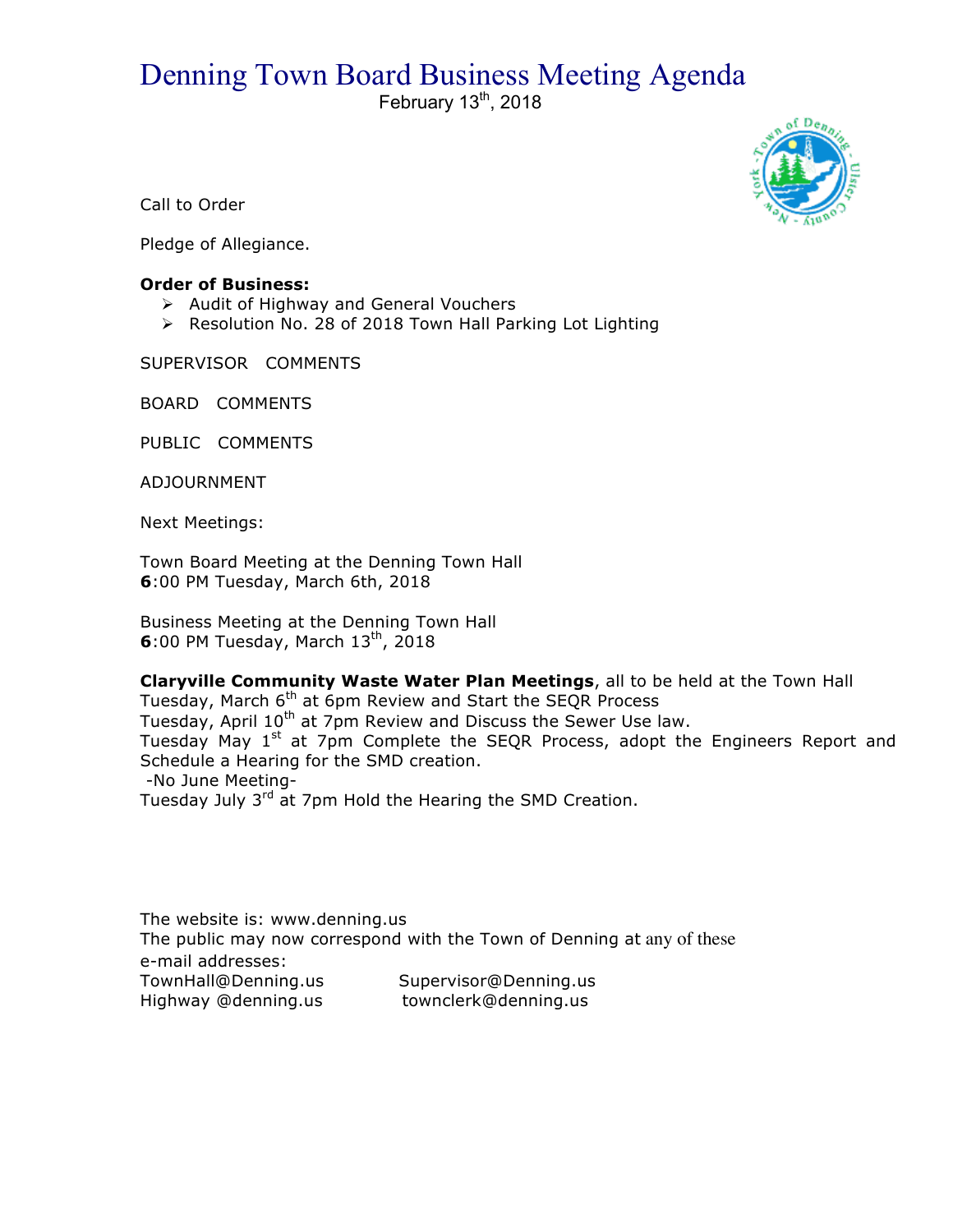# Denning Town Board Business Meeting Agenda

February 13th, 2018

Call to Order

Pledge of Allegiance.

**Order of Business:**

- Audit of Highway and General Vouchers
- Resolution No. 28 of 2018 Town Hall Parking Lot Lighting

SUPERVISOR COMMENTS

BOARD COMMENTS

PUBLIC COMMENTS

ADJOURNMENT

Next Meetings:

Town Board Meeting at the Denning Town Hall
**6**:00 PM Tuesday, March 6th, 2018

Business Meeting at the Denning Town Hall
**6**:00 PM Tuesday, March 13th, 2018

**Claryville Community Waste Water Plan Meetings**, all to be held at the Town Hall
Tuesday, March 6th at 6pm Review and Start the SEQR Process
Tuesday, April 10th at 7pm Review and Discuss the Sewer Use law.
Tuesday May 1st at 7pm Complete the SEQR Process, adopt the Engineers Report and Schedule a Hearing for the SMD creation.
-No June Meeting-
Tuesday July 3rd at 7pm Hold the Hearing the SMD Creation.

The website is: www.denning.us
The public may now correspond with the Town of Denning at any of these e-mail addresses:

TownHall@Denning.us Supervisor@Denning.us
Highway @denning.us townclerk@denning.us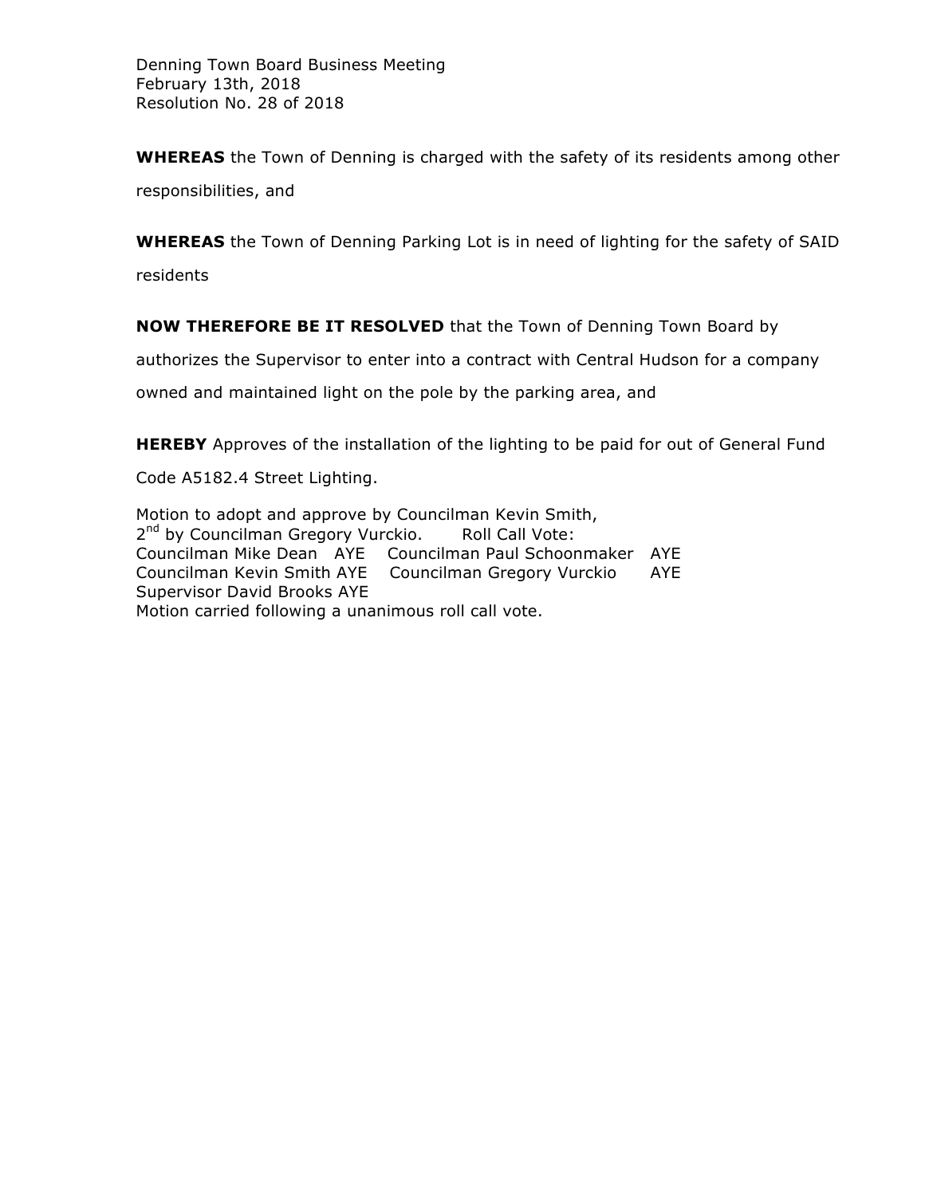Denning Town Board Business Meeting
February 13th, 2018
Resolution No. 28 of 2018

**WHEREAS** the Town of Denning is charged with the safety of its residents among other responsibilities, and

**WHEREAS** the Town of Denning Parking Lot is in need of lighting for the safety of SAID residents

**NOW THEREFORE BE IT RESOLVED** that the Town of Denning Town Board by authorizes the Supervisor to enter into a contract with Central Hudson for a company owned and maintained light on the pole by the parking area, and

**HEREBY** Approves of the installation of the lighting to be paid for out of General Fund Code A5182.4 Street Lighting.

Motion to adopt and approve by Councilman Kevin Smith,
2nd by Councilman Gregory Vurckio. Roll Call Vote:
Councilman Mike Dean AYE Councilman Paul Schoonmaker AYE
Councilman Kevin Smith AYE Councilman Gregory Vurckio AYE
Supervisor David Brooks AYE
Motion carried following a unanimous roll call vote.